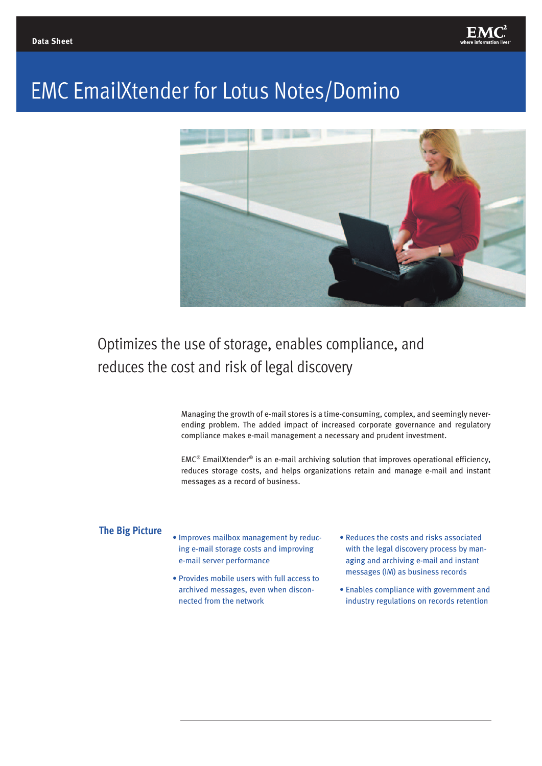Data Sheet

# EMC EmailXtender for Lotus Notes/Domino

## Optimizes the use of storage, enables compliance, and reduces the cost and risk of legal discovery

Managing the growth of e-mail stores is a time-consuming, complex, and seemingly never-ending problem. The added impact of increased corporate governance and regulatory compliance makes e-mail management a necessary and prudent investment.

EMC® EmailXtender® is an e-mail archiving solution that improves operational efficiency, reduces storage costs, and helps organizations retain and manage e-mail and instant messages as a record of business.

### The Big Picture

- Improves mailbox management by reducing e-mail storage costs and improving e-mail server performance
- Provides mobile users with full access to archived messages, even when disconnected from the network
- Reduces the costs and risks associated with the legal discovery process by managing and archiving e-mail and instant messages (IM) as business records
- Enables compliance with government and industry regulations on records retention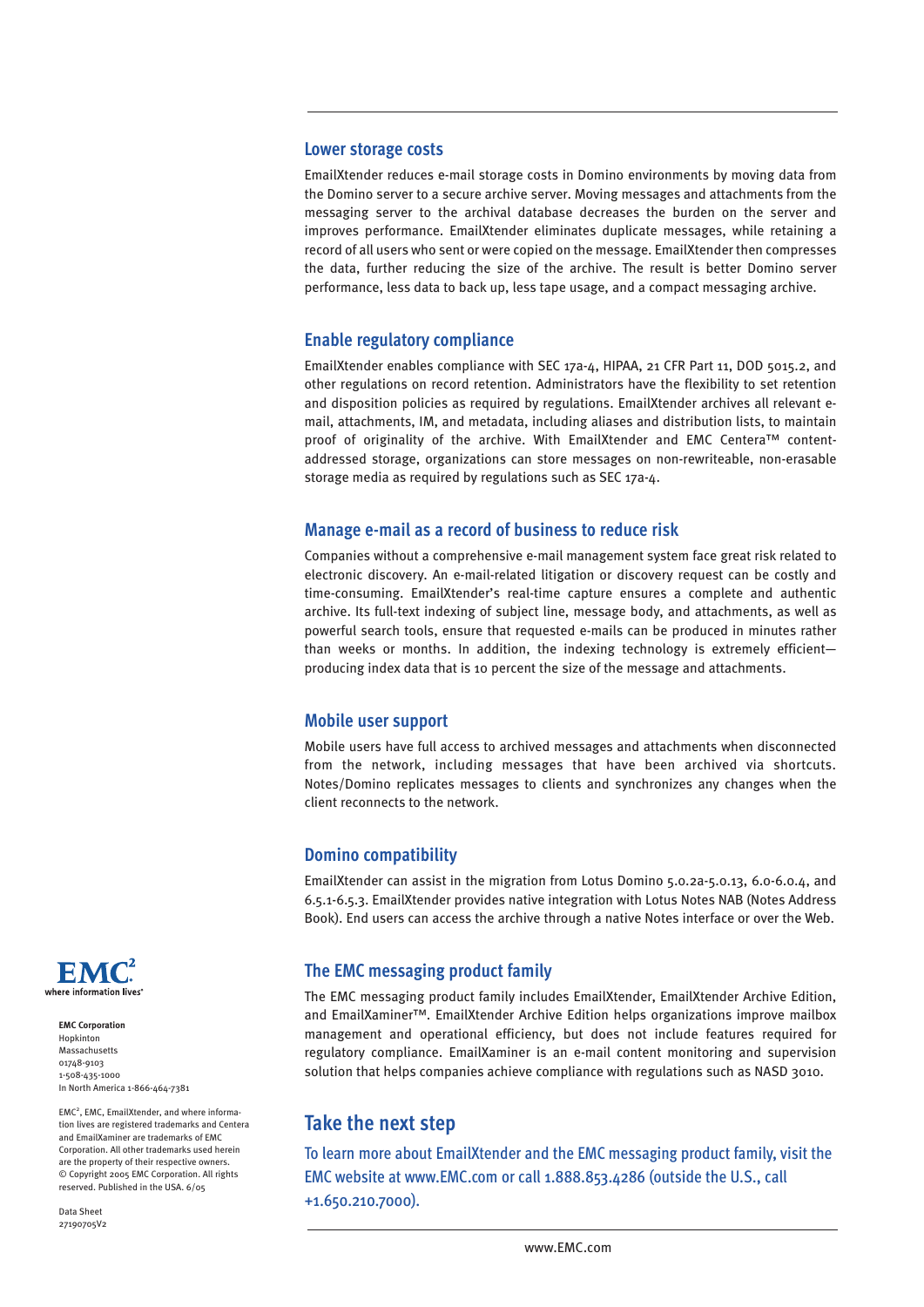## Lower storage costs

EmailXtender reduces e-mail storage costs in Domino environments by moving data from the Domino server to a secure archive server. Moving messages and attachments from the messaging server to the archival database decreases the burden on the server and improves performance. EmailXtender eliminates duplicate messages, while retaining a record of all users who sent or were copied on the message. EmailXtender then compresses the data, further reducing the size of the archive. The result is better Domino server performance, less data to back up, less tape usage, and a compact messaging archive.

## Enable regulatory compliance

EmailXtender enables compliance with SEC 17a-4, HIPAA, 21 CFR Part 11, DOD 5015.2, and other regulations on record retention. Administrators have the flexibility to set retention and disposition policies as required by regulations. EmailXtender archives all relevant e-mail, attachments, IM, and metadata, including aliases and distribution lists, to maintain proof of originality of the archive. With EmailXtender and EMC Centera™ content-addressed storage, organizations can store messages on non-rewriteable, non-erasable storage media as required by regulations such as SEC 17a-4.

## Manage e-mail as a record of business to reduce risk

Companies without a comprehensive e-mail management system face great risk related to electronic discovery. An e-mail-related litigation or discovery request can be costly and time-consuming. EmailXtender's real-time capture ensures a complete and authentic archive. Its full-text indexing of subject line, message body, and attachments, as well as powerful search tools, ensure that requested e-mails can be produced in minutes rather than weeks or months. In addition, the indexing technology is extremely efficient—producing index data that is 10 percent the size of the message and attachments.

## Mobile user support

Mobile users have full access to archived messages and attachments when disconnected from the network, including messages that have been archived via shortcuts. Notes/Domino replicates messages to clients and synchronizes any changes when the client reconnects to the network.

## Domino compatibility

EmailXtender can assist in the migration from Lotus Domino 5.0.2a-5.0.13, 6.0-6.0.4, and 6.5.1-6.5.3. EmailXtender provides native integration with Lotus Notes NAB (Notes Address Book). End users can access the archive through a native Notes interface or over the Web.

## The EMC messaging product family

The EMC messaging product family includes EmailXtender, EmailXtender Archive Edition, and EmailXaminer™. EmailXtender Archive Edition helps organizations improve mailbox management and operational efficiency, but does not include features required for regulatory compliance. EmailXaminer is an e-mail content monitoring and supervision solution that helps companies achieve compliance with regulations such as NASD 3010.

## Take the next step

To learn more about EmailXtender and the EMC messaging product family, visit the EMC website at www.EMC.com or call 1.888.853.4286 (outside the U.S., call +1.650.210.7000).

EMC² where information lives®

**EMC Corporation**
Hopkinton
Massachusetts
01748-9103
1-508-435-1000
In North America 1-866-464-7381

EMC², EMC, EmailXtender, and where information lives are registered trademarks and Centera and EmailXaminer are trademarks of EMC Corporation. All other trademarks used herein are the property of their respective owners. © Copyright 2005 EMC Corporation. All rights reserved. Published in the USA. 6/05

Data Sheet
27190705V2

www.EMC.com